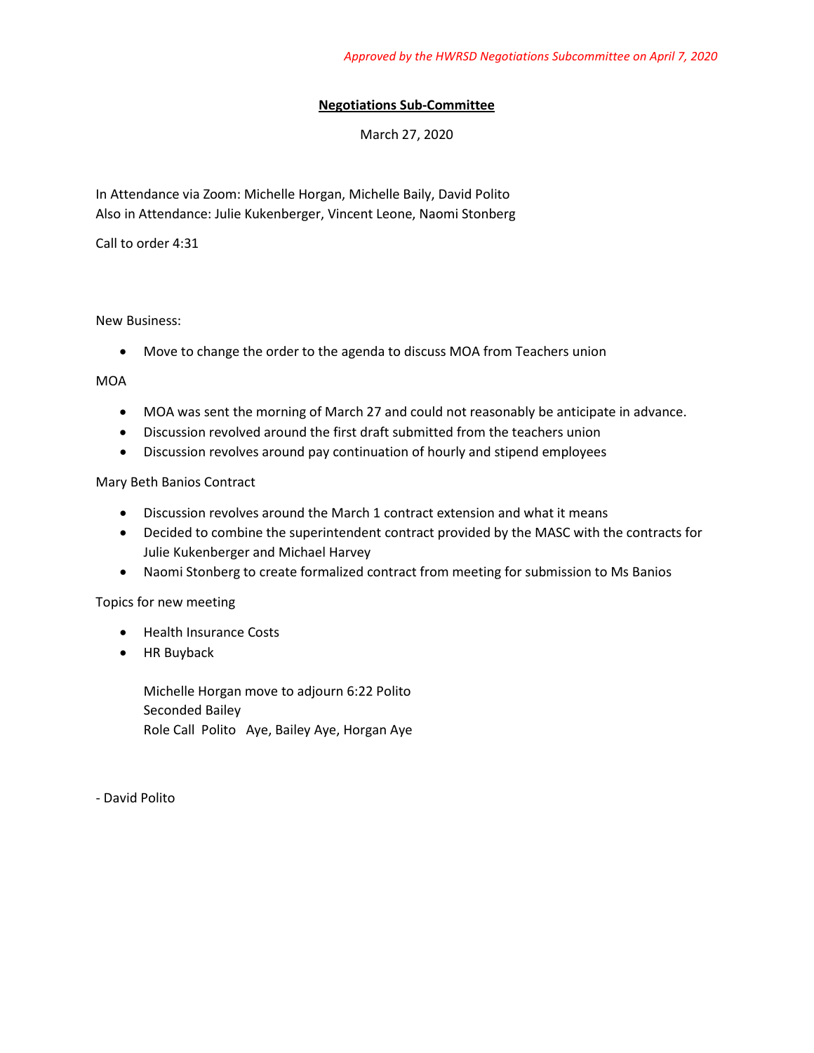*Approved by the HWRSD Negotiations Subcommittee on April 7, 2020*

# Negotiations Sub-Committee

March 27, 2020

In Attendance via Zoom: Michelle Horgan, Michelle Baily, David Polito
Also in Attendance: Julie Kukenberger, Vincent Leone, Naomi Stonberg

Call to order 4:31

New Business:

- Move to change the order to the agenda to discuss MOA from Teachers union

MOA

- MOA was sent the morning of March 27 and could not reasonably be anticipate in advance.
- Discussion revolved around the first draft submitted from the teachers union
- Discussion revolves around pay continuation of hourly and stipend employees

Mary Beth Banios Contract

- Discussion revolves around the March 1 contract extension and what it means
- Decided to combine the superintendent contract provided by the MASC with the contracts for Julie Kukenberger and Michael Harvey
- Naomi Stonberg to create formalized contract from meeting for submission to Ms Banios

Topics for new meeting

- Health Insurance Costs
- HR Buyback

Michelle Horgan move to adjourn 6:22 Polito
Seconded Bailey
Role Call Polito Aye, Bailey Aye, Horgan Aye

- David Polito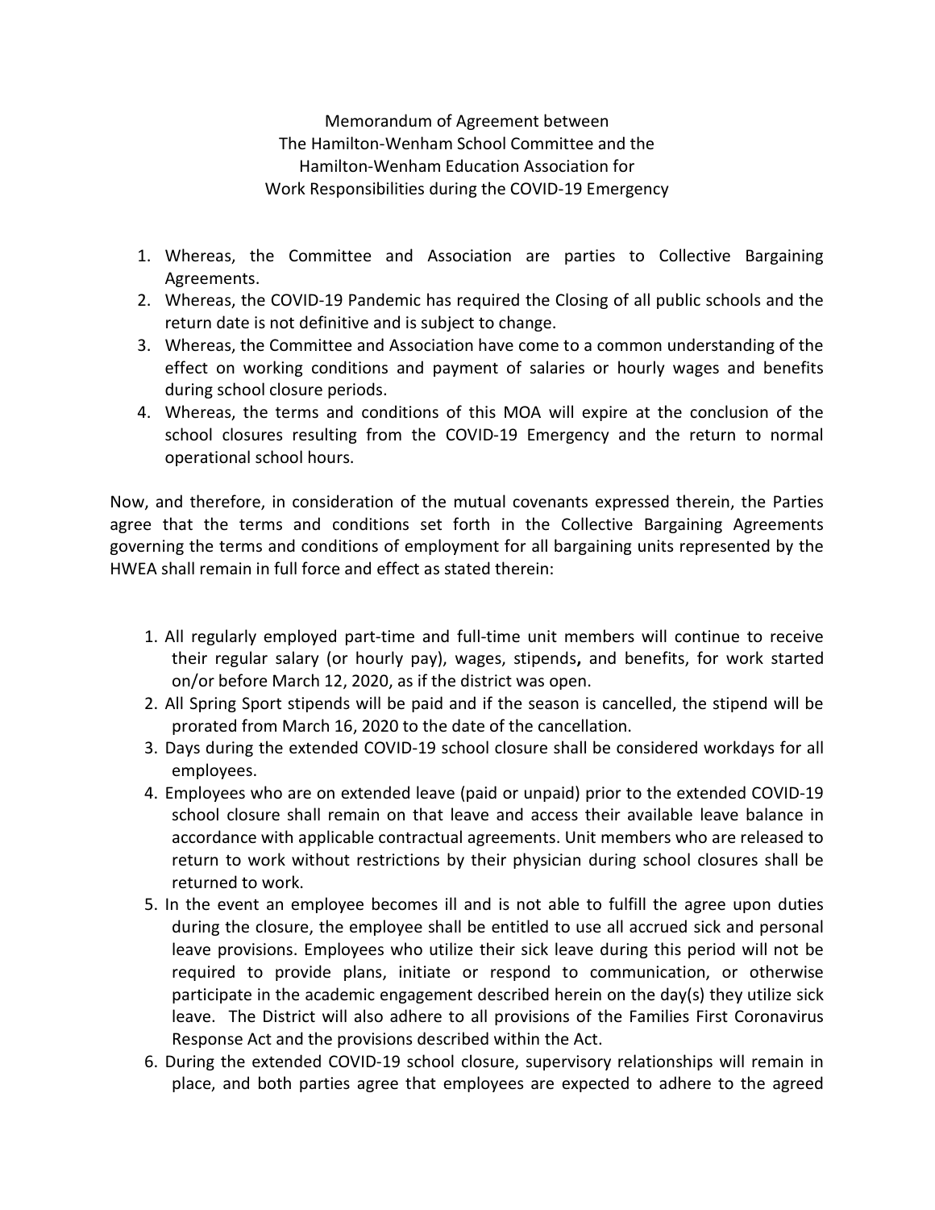Memorandum of Agreement between
The Hamilton-Wenham School Committee and the
Hamilton-Wenham Education Association for
Work Responsibilities during the COVID-19 Emergency

1. Whereas, the Committee and Association are parties to Collective Bargaining Agreements.
2. Whereas, the COVID-19 Pandemic has required the Closing of all public schools and the return date is not definitive and is subject to change.
3. Whereas, the Committee and Association have come to a common understanding of the effect on working conditions and payment of salaries or hourly wages and benefits during school closure periods.
4. Whereas, the terms and conditions of this MOA will expire at the conclusion of the school closures resulting from the COVID-19 Emergency and the return to normal operational school hours.

Now, and therefore, in consideration of the mutual covenants expressed therein, the Parties agree that the terms and conditions set forth in the Collective Bargaining Agreements governing the terms and conditions of employment for all bargaining units represented by the HWEA shall remain in full force and effect as stated therein:

1. All regularly employed part-time and full-time unit members will continue to receive their regular salary (or hourly pay), wages, stipends**,** and benefits, for work started on/or before March 12, 2020, as if the district was open.
2. All Spring Sport stipends will be paid and if the season is cancelled, the stipend will be prorated from March 16, 2020 to the date of the cancellation.
3. Days during the extended COVID-19 school closure shall be considered workdays for all employees.
4. Employees who are on extended leave (paid or unpaid) prior to the extended COVID-19 school closure shall remain on that leave and access their available leave balance in accordance with applicable contractual agreements. Unit members who are released to return to work without restrictions by their physician during school closures shall be returned to work.
5. In the event an employee becomes ill and is not able to fulfill the agree upon duties during the closure, the employee shall be entitled to use all accrued sick and personal leave provisions. Employees who utilize their sick leave during this period will not be required to provide plans, initiate or respond to communication, or otherwise participate in the academic engagement described herein on the day(s) they utilize sick leave. The District will also adhere to all provisions of the Families First Coronavirus Response Act and the provisions described within the Act.
6. During the extended COVID-19 school closure, supervisory relationships will remain in place, and both parties agree that employees are expected to adhere to the agreed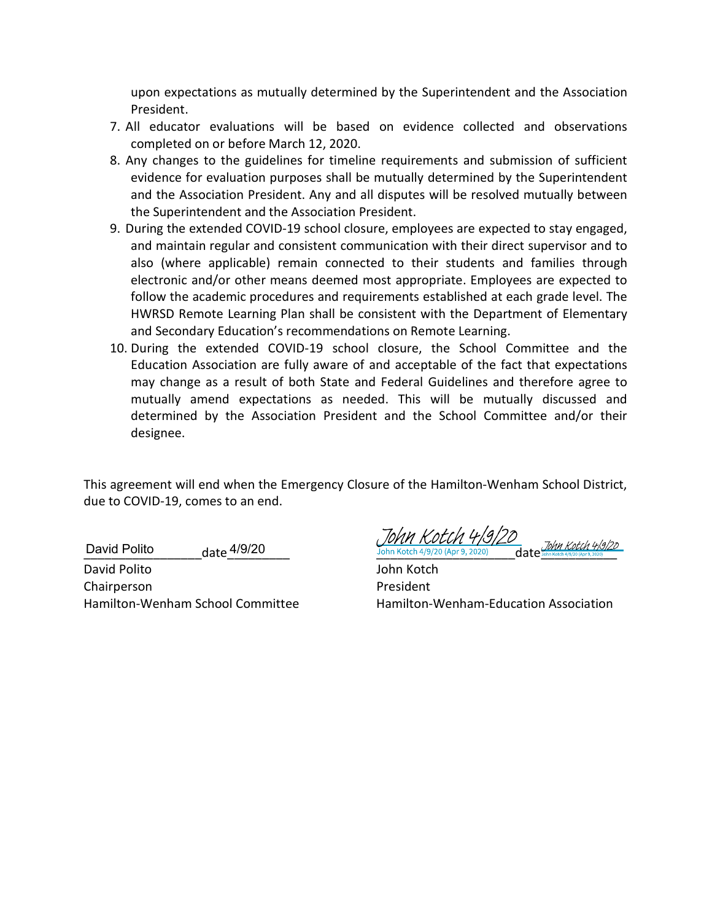upon expectations as mutually determined by the Superintendent and the Association President.

7. All educator evaluations will be based on evidence collected and observations completed on or before March 12, 2020.
8. Any changes to the guidelines for timeline requirements and submission of sufficient evidence for evaluation purposes shall be mutually determined by the Superintendent and the Association President. Any and all disputes will be resolved mutually between the Superintendent and the Association President.
9. During the extended COVID-19 school closure, employees are expected to stay engaged, and maintain regular and consistent communication with their direct supervisor and to also (where applicable) remain connected to their students and families through electronic and/or other means deemed most appropriate. Employees are expected to follow the academic procedures and requirements established at each grade level. The HWRSD Remote Learning Plan shall be consistent with the Department of Elementary and Secondary Education's recommendations on Remote Learning.
10. During the extended COVID-19 school closure, the School Committee and the Education Association are fully aware of and acceptable of the fact that expectations may change as a result of both State and Federal Guidelines and therefore agree to mutually amend expectations as needed. This will be mutually discussed and determined by the Association President and the School Committee and/or their designee.

This agreement will end when the Emergency Closure of the Hamilton-Wenham School District, due to COVID-19, comes to an end.

David Polito date 4/9/20

David Polito
Chairperson
Hamilton-Wenham School Committee

John Kotch 4/9/20
John Kotch 4/9/20 (Apr 9, 2020) date John Kotch 4/9/20
John Kotch 4/9/20 (Apr 9, 2020)

John Kotch
President
Hamilton-Wenham-Education Association